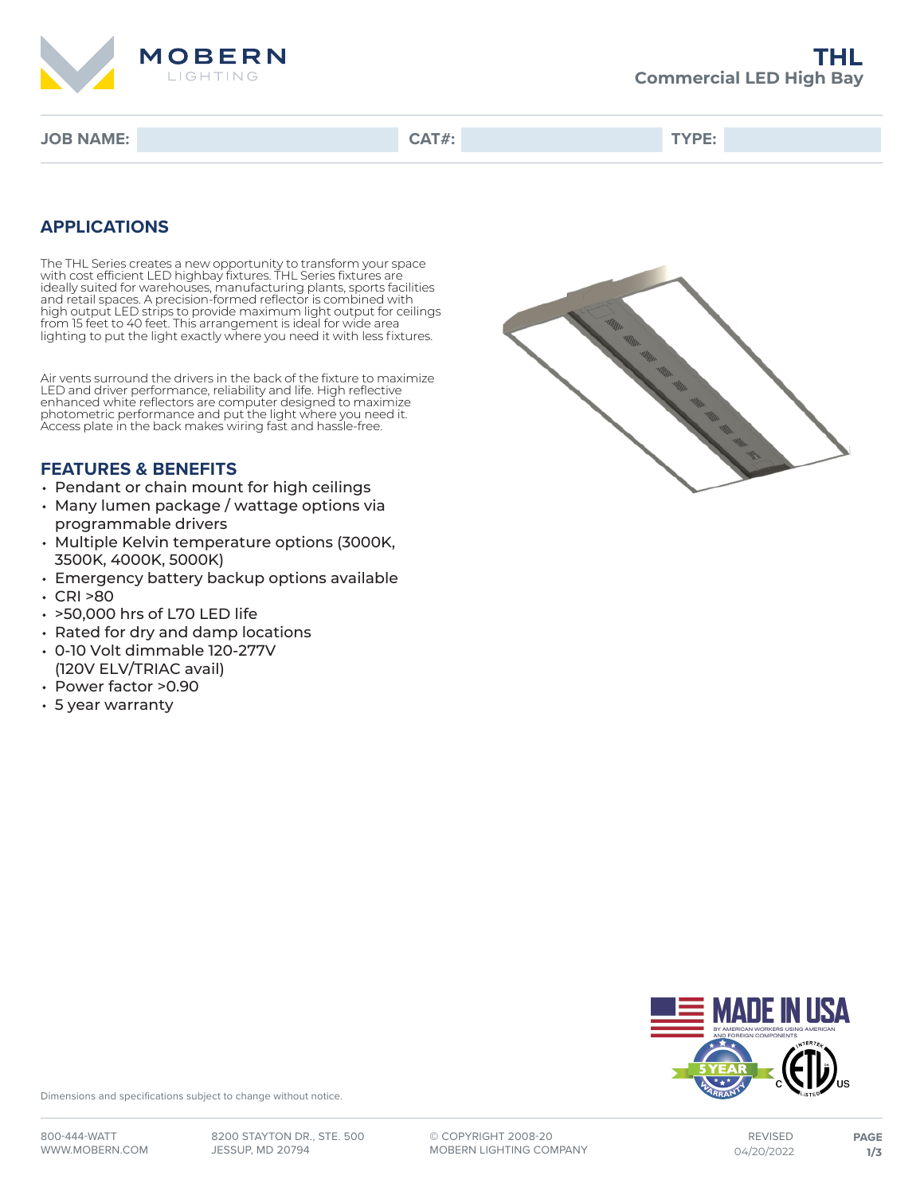# THL

## Commercial LED High Bay

| JOB NAME: | | CAT#: | | TYPE: | |
|---|---|---|---|---|---|

## APPLICATIONS

The THL Series creates a new opportunity to transform your space with cost efficient LED highbay fixtures. THL Series fixtures are ideally suited for warehouses, manufacturing plants, sports facilities and retail spaces. A precision-formed reflector is combined with high output LED strips to provide maximum light output for ceilings from 15 feet to 40 feet. This arrangement is ideal for wide area lighting to put the light exactly where you need it with less fixtures.

Air vents surround the drivers in the back of the fixture to maximize LED and driver performance, reliability and life. High reflective enhanced white reflectors are computer designed to maximize photometric performance and put the light where you need it. Access plate in the back makes wiring fast and hassle-free.

## FEATURES & BENEFITS

- Pendant or chain mount for high ceilings
- Many lumen package / wattage options via programmable drivers
- Multiple Kelvin temperature options (3000K, 3500K, 4000K, 5000K)
- Emergency battery backup options available
- CRI >80
- >50,000 hrs of L70 LED life
- Rated for dry and damp locations
- 0-10 Volt dimmable 120-277V (120V ELV/TRIAC avail)
- Power factor >0.90
- 5 year warranty

MADE IN USA
BY AMERICAN WORKERS USING AMERICAN AND FOREIGN COMPONENTS

Dimensions and specifications subject to change without notice.

800-444-WATT
WWW.MOBERN.COM

8200 STAYTON DR., STE. 500
JESSUP, MD 20794

© COPYRIGHT 2008-20
MOBERN LIGHTING COMPANY

REVISED
04/20/2022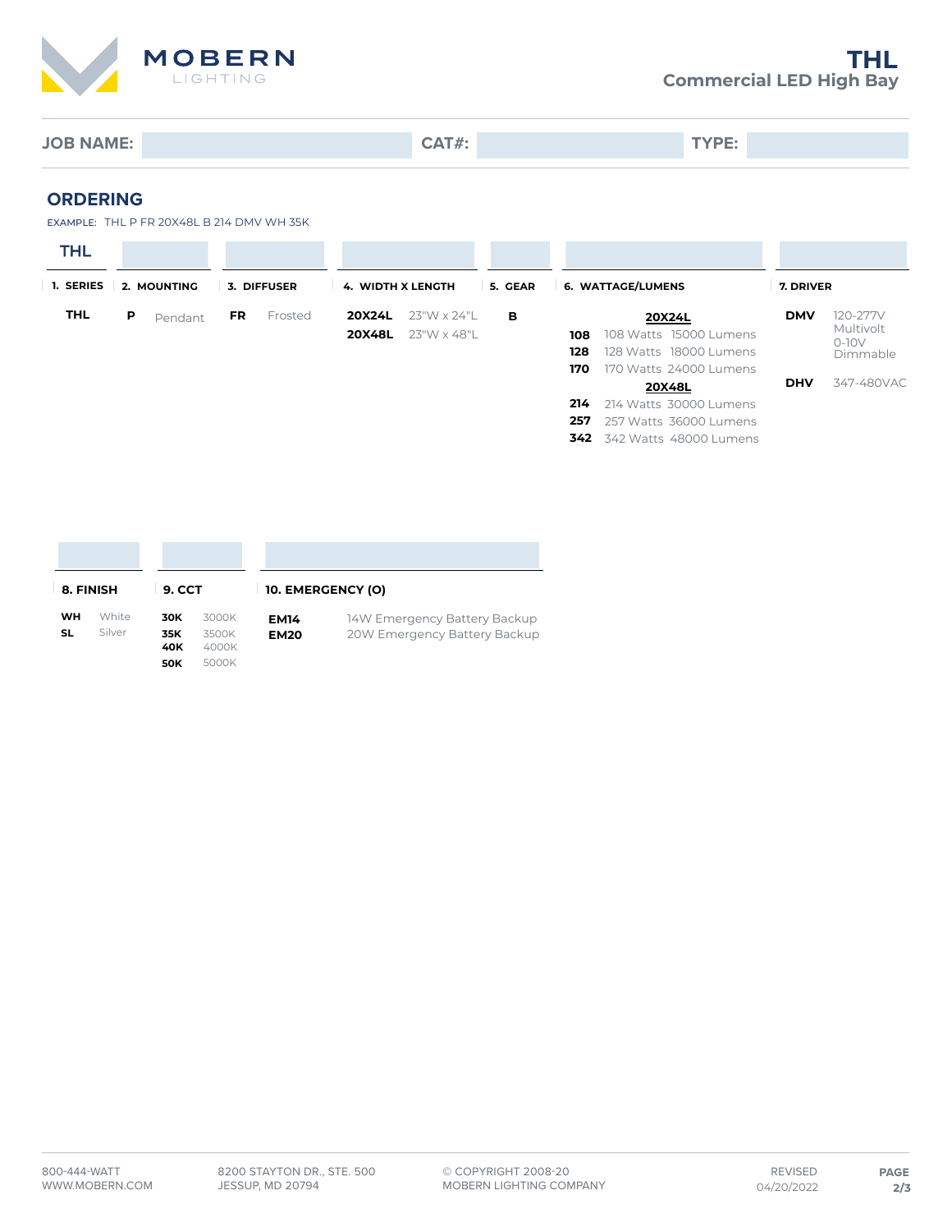# MOBERN LIGHTING

## THL
**Commercial LED High Bay**

**JOB NAME:** | **CAT#:** | **TYPE:**

## ORDERING

EXAMPLE: THL P FR 20X48L B 214 DMV WH 35K

| 1. SERIES | 2. MOUNTING | 3. DIFFUSER | 4. WIDTH X LENGTH | 5. GEAR | 6. WATTAGE/LUMENS | 7. DRIVER |
|---|---|---|---|---|---|---|
| **THL** | **P** Pendant | **FR** Frosted | **20X24L** 23"W x 24"L | **B** | **20X24L** | **DMV** 120-277V Multivolt 0-10V Dimmable |
| | | | **20X48L** 23"W x 48"L | | **108** 108 Watts 15000 Lumens | **DHV** 347-480VAC |
| | | | | | **128** 128 Watts 18000 Lumens | |
| | | | | | **170** 170 Watts 24000 Lumens | |
| | | | | | **20X48L** | |
| | | | | | **214** 214 Watts 30000 Lumens | |
| | | | | | **257** 257 Watts 36000 Lumens | |
| | | | | | **342** 342 Watts 48000 Lumens | |

| 8. FINISH | 9. CCT | 10. EMERGENCY (O) |
|---|---|---|
| **WH** White | **30K** 3000K | **EM14** 14W Emergency Battery Backup |
| **SL** Silver | **35K** 3500K | **EM20** 20W Emergency Battery Backup |
| | **40K** 4000K | |
| | **50K** 5000K | |

800-444-WATT
WWW.MOBERN.COM

8200 STAYTON DR., STE. 500
JESSUP, MD 20794

© COPYRIGHT 2008-20
MOBERN LIGHTING COMPANY

REVISED
04/20/2022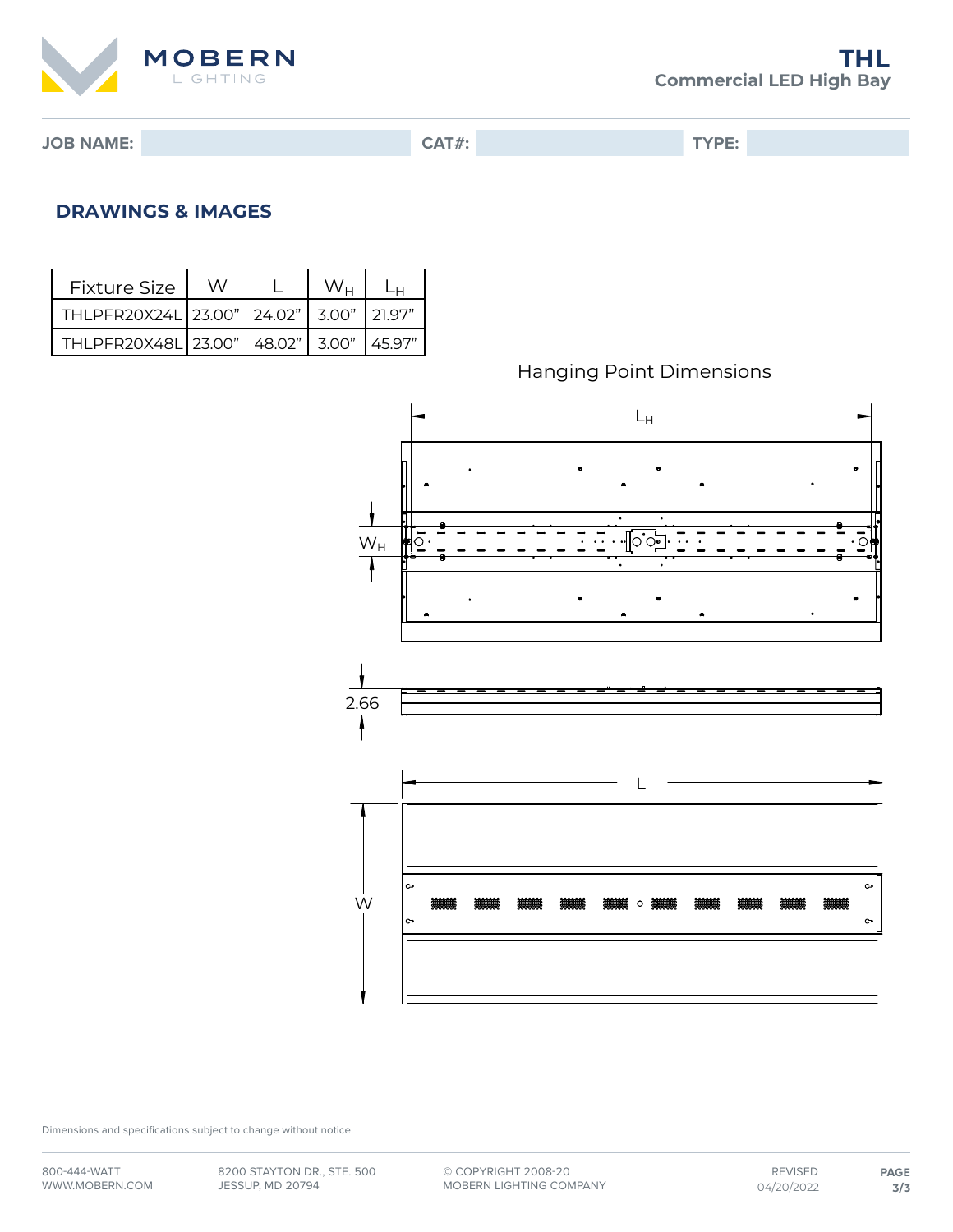**THL**
**Commercial LED High Bay**

**JOB NAME:** | **CAT#:** | **TYPE:**

## DRAWINGS & IMAGES

| Fixture Size | W | L | $W_H$ | $L_H$ |
|---|---|---|---|---|
| THLPFR20X24L | 23.00" | 24.02" | 3.00" | 21.97" |
| THLPFR20X48L | 23.00" | 48.02" | 3.00" | 45.97" |

Hanging Point Dimensions

$L_H$

$W_H$

2.66

L

W

Dimensions and specifications subject to change without notice.